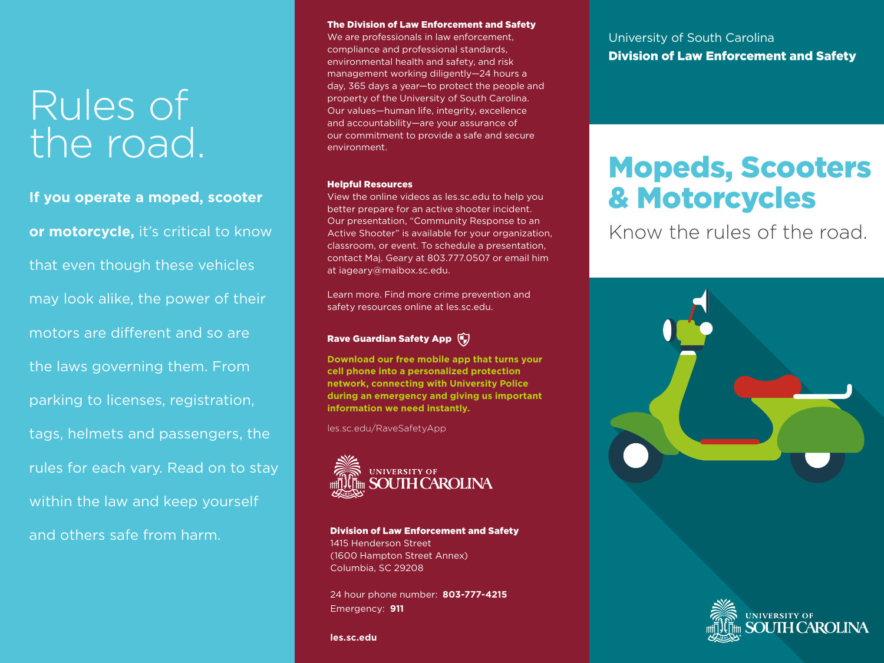# Rules of the road.

**If you operate a moped, scooter or motorcycle,** it's critical to know that even though these vehicles may look alike, the power of their motors are different and so are the laws governing them. From parking to licenses, registration, tags, helmets and passengers, the rules for each vary. Read on to stay within the law and keep yourself and others safe from harm.

**The Division of Law Enforcement and Safety**

We are professionals in law enforcement, compliance and professional standards, environmental health and safety, and risk management working diligently—24 hours a day, 365 days a year—to protect the people and property of the University of South Carolina. Our values—human life, integrity, excellence and accountability—are your assurance of our commitment to provide a safe and secure environment.

**Helpful Resources**

View the online videos as les.sc.edu to help you better prepare for an active shooter incident. Our presentation, "Community Response to an Active Shooter" is available for your organization, classroom, or event. To schedule a presentation, contact Maj. Geary at 803.777.0507 or email him at iageary@maibox.sc.edu.

Learn more. Find more crime prevention and safety resources online at les.sc.edu.

**Rave Guardian Safety App**

**Download our free mobile app that turns your cell phone into a personalized protection network, connecting with University Police during an emergency and giving us important information we need instantly.**

les.sc.edu/RaveSafetyApp

UNIVERSITY OF SOUTH CAROLINA

**Division of Law Enforcement and Safety**
1415 Henderson Street
(1600 Hampton Street Annex)
Columbia, SC 29208

24 hour phone number: **803-777-4215**
Emergency: **911**

**les.sc.edu**

University of South Carolina
**Division of Law Enforcement and Safety**

# Mopeds, Scooters & Motorcycles

Know the rules of the road.

UNIVERSITY OF SOUTH CAROLINA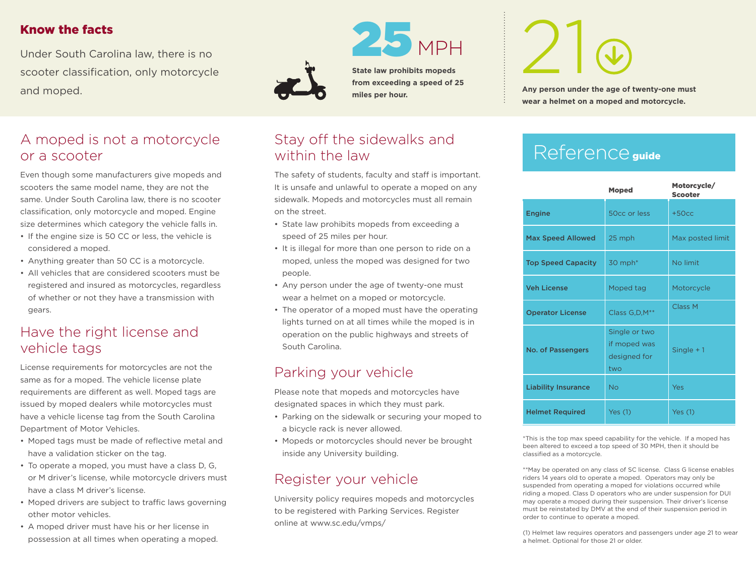## Know the facts

Under South Carolina law, there is no scooter classification, only motorcycle and moped.

25 MPH

**State law prohibits mopeds from exceeding a speed of 25 miles per hour.**

21

**Any person under the age of twenty-one must wear a helmet on a moped and motorcycle.**

## A moped is not a motorcycle or a scooter

Even though some manufacturers give mopeds and scooters the same model name, they are not the same. Under South Carolina law, there is no scooter classification, only motorcycle and moped. Engine size determines which category the vehicle falls in.

- If the engine size is 50 CC or less, the vehicle is considered a moped.
- Anything greater than 50 CC is a motorcycle.
- All vehicles that are considered scooters must be registered and insured as motorcycles, regardless of whether or not they have a transmission with gears.

## Have the right license and vehicle tags

License requirements for motorcycles are not the same as for a moped. The vehicle license plate requirements are different as well. Moped tags are issued by moped dealers while motorcycles must have a vehicle license tag from the South Carolina Department of Motor Vehicles.

- Moped tags must be made of reflective metal and have a validation sticker on the tag.
- To operate a moped, you must have a class D, G, or M driver's license, while motorcycle drivers must have a class M driver's license.
- Moped drivers are subject to traffic laws governing other motor vehicles.
- A moped driver must have his or her license in possession at all times when operating a moped.

## Stay off the sidewalks and within the law

The safety of students, faculty and staff is important. It is unsafe and unlawful to operate a moped on any sidewalk. Mopeds and motorcycles must all remain on the street.

- State law prohibits mopeds from exceeding a speed of 25 miles per hour.
- It is illegal for more than one person to ride on a moped, unless the moped was designed for two people.
- Any person under the age of twenty-one must wear a helmet on a moped or motorcycle.
- The operator of a moped must have the operating lights turned on at all times while the moped is in operation on the public highways and streets of South Carolina.

## Parking your vehicle

Please note that mopeds and motorcycles have designated spaces in which they must park.

- Parking on the sidewalk or securing your moped to a bicycle rack is never allowed.
- Mopeds or motorcycles should never be brought inside any University building.

## Register your vehicle

University policy requires mopeds and motorcycles to be registered with Parking Services. Register online at www.sc.edu/vmps/

## Reference guide

| | Moped | Motorcycle/ Scooter |
|---|---|---|
| **Engine** | 50cc or less | +50cc |
| **Max Speed Allowed** | 25 mph | Max posted limit |
| **Top Speed Capacity** | 30 mph* | No limit |
| **Veh License** | Moped tag | Motorcycle |
| **Operator License** | Class G,D,M** | Class M |
| **No. of Passengers** | Single or two if moped was designed for two | Single + 1 |
| **Liability Insurance** | No | Yes |
| **Helmet Required** | Yes (1) | Yes (1) |

*This is the top max speed capability for the vehicle. If a moped has been altered to exceed a top speed of 30 MPH, then it should be classified as a motorcycle.

**May be operated on any class of SC license. Class G license enables riders 14 years old to operate a moped. Operators may only be suspended from operating a moped for violations occurred while riding a moped. Class D operators who are under suspension for DUI may operate a moped during their suspension. Their driver's license must be reinstated by DMV at the end of their suspension period in order to continue to operate a moped.

(1) Helmet law requires operators and passengers under age 21 to wear a helmet. Optional for those 21 or older.